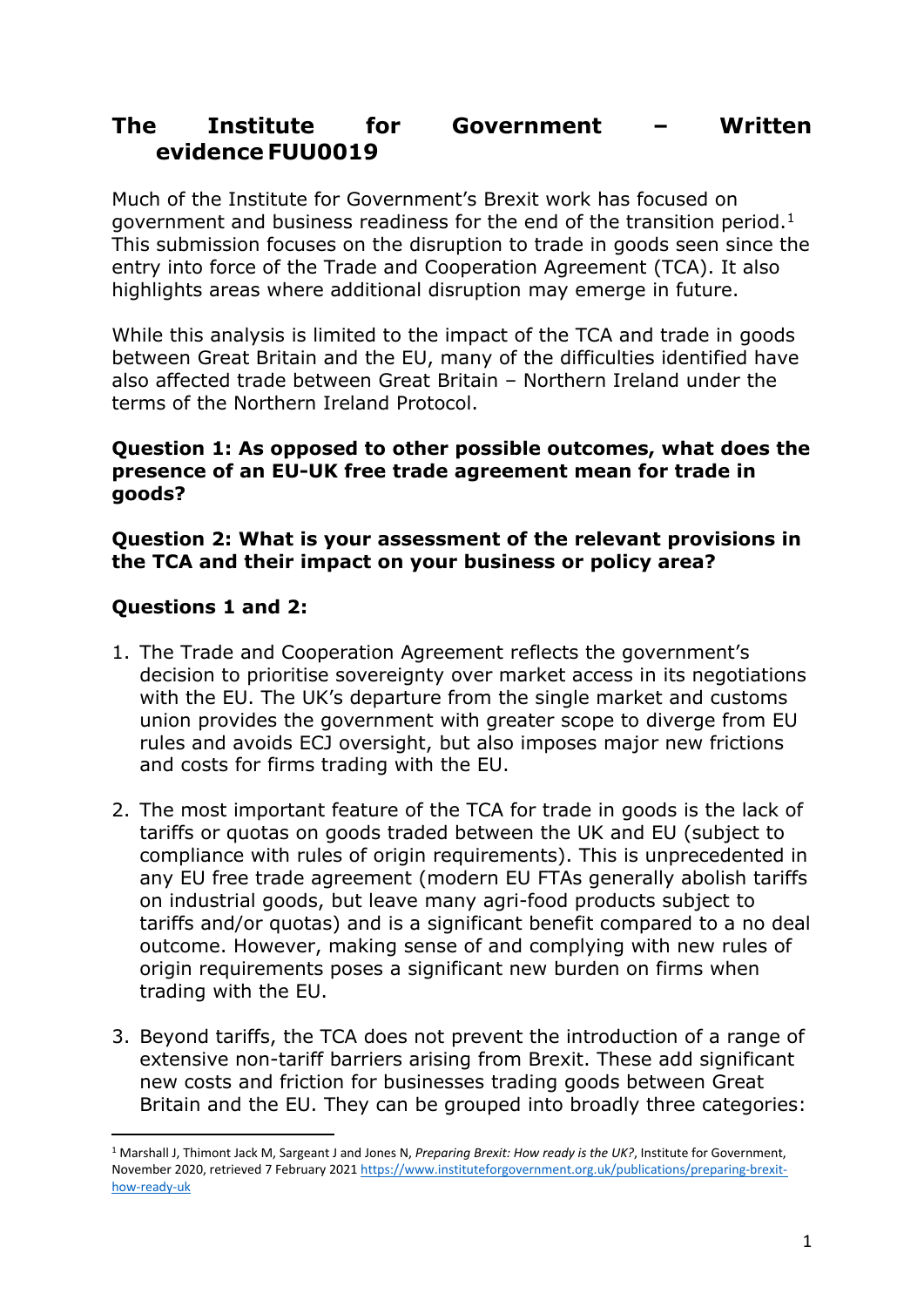# The Institute for Government – Written evidence FUU0019

Much of the Institute for Government's Brexit work has focused on government and business readiness for the end of the transition period.[1] This submission focuses on the disruption to trade in goods seen since the entry into force of the Trade and Cooperation Agreement (TCA). It also highlights areas where additional disruption may emerge in future.

While this analysis is limited to the impact of the TCA and trade in goods between Great Britain and the EU, many of the difficulties identified have also affected trade between Great Britain – Northern Ireland under the terms of the Northern Ireland Protocol.

**Question 1: As opposed to other possible outcomes, what does the presence of an EU-UK free trade agreement mean for trade in goods?**

**Question 2: What is your assessment of the relevant provisions in the TCA and their impact on your business or policy area?**

**Questions 1 and 2:**

1. The Trade and Cooperation Agreement reflects the government's decision to prioritise sovereignty over market access in its negotiations with the EU. The UK's departure from the single market and customs union provides the government with greater scope to diverge from EU rules and avoids ECJ oversight, but also imposes major new frictions and costs for firms trading with the EU.

2. The most important feature of the TCA for trade in goods is the lack of tariffs or quotas on goods traded between the UK and EU (subject to compliance with rules of origin requirements). This is unprecedented in any EU free trade agreement (modern EU FTAs generally abolish tariffs on industrial goods, but leave many agri-food products subject to tariffs and/or quotas) and is a significant benefit compared to a no deal outcome. However, making sense of and complying with new rules of origin requirements poses a significant new burden on firms when trading with the EU.

3. Beyond tariffs, the TCA does not prevent the introduction of a range of extensive non-tariff barriers arising from Brexit. These add significant new costs and friction for businesses trading goods between Great Britain and the EU. They can be grouped into broadly three categories:

---

[1] Marshall J, Thimont Jack M, Sargeant J and Jones N, *Preparing Brexit: How ready is the UK?*, Institute for Government, November 2020, retrieved 7 February 2021 https://www.instituteforgovernment.org.uk/publications/preparing-brexit-how-ready-uk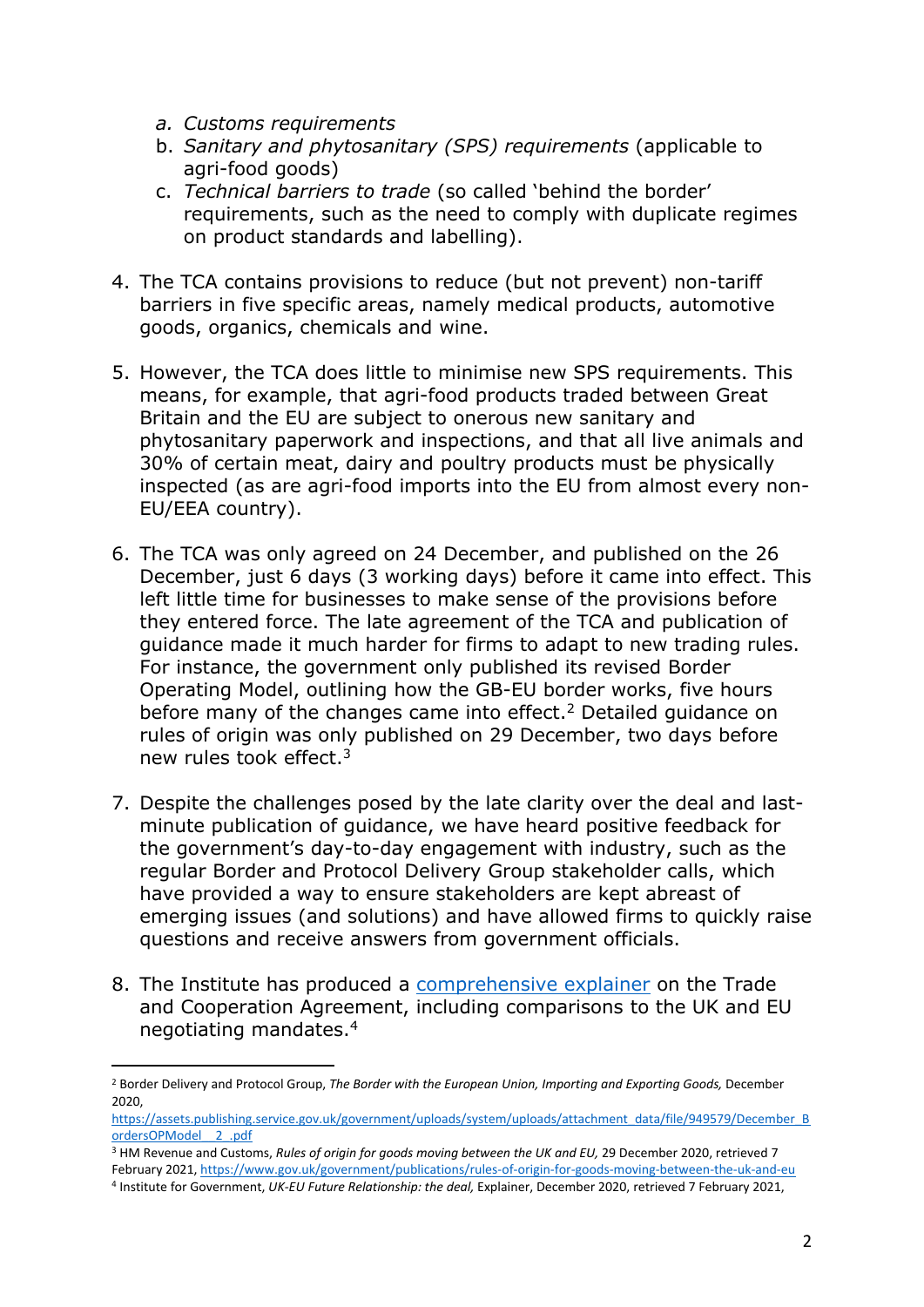a. *Customs requirements*
b. *Sanitary and phytosanitary (SPS) requirements* (applicable to agri-food goods)
c. *Technical barriers to trade* (so called 'behind the border' requirements, such as the need to comply with duplicate regimes on product standards and labelling).

4. The TCA contains provisions to reduce (but not prevent) non-tariff barriers in five specific areas, namely medical products, automotive goods, organics, chemicals and wine.

5. However, the TCA does little to minimise new SPS requirements. This means, for example, that agri-food products traded between Great Britain and the EU are subject to onerous new sanitary and phytosanitary paperwork and inspections, and that all live animals and 30% of certain meat, dairy and poultry products must be physically inspected (as are agri-food imports into the EU from almost every non-EU/EEA country).

6. The TCA was only agreed on 24 December, and published on the 26 December, just 6 days (3 working days) before it came into effect. This left little time for businesses to make sense of the provisions before they entered force. The late agreement of the TCA and publication of guidance made it much harder for firms to adapt to new trading rules. For instance, the government only published its revised Border Operating Model, outlining how the GB-EU border works, five hours before many of the changes came into effect.[2] Detailed guidance on rules of origin was only published on 29 December, two days before new rules took effect.[3]

7. Despite the challenges posed by the late clarity over the deal and last-minute publication of guidance, we have heard positive feedback for the government's day-to-day engagement with industry, such as the regular Border and Protocol Delivery Group stakeholder calls, which have provided a way to ensure stakeholders are kept abreast of emerging issues (and solutions) and have allowed firms to quickly raise questions and receive answers from government officials.

8. The Institute has produced a comprehensive explainer on the Trade and Cooperation Agreement, including comparisons to the UK and EU negotiating mandates.[4]

---

[2] Border Delivery and Protocol Group, *The Border with the European Union, Importing and Exporting Goods,* December 2020, https://assets.publishing.service.gov.uk/government/uploads/system/uploads/attachment_data/file/949579/December_BordersOPModel__2_.pdf

[3] HM Revenue and Customs, *Rules of origin for goods moving between the UK and EU,* 29 December 2020, retrieved 7 February 2021, https://www.gov.uk/government/publications/rules-of-origin-for-goods-moving-between-the-uk-and-eu

[4] Institute for Government, *UK-EU Future Relationship: the deal,* Explainer, December 2020, retrieved 7 February 2021,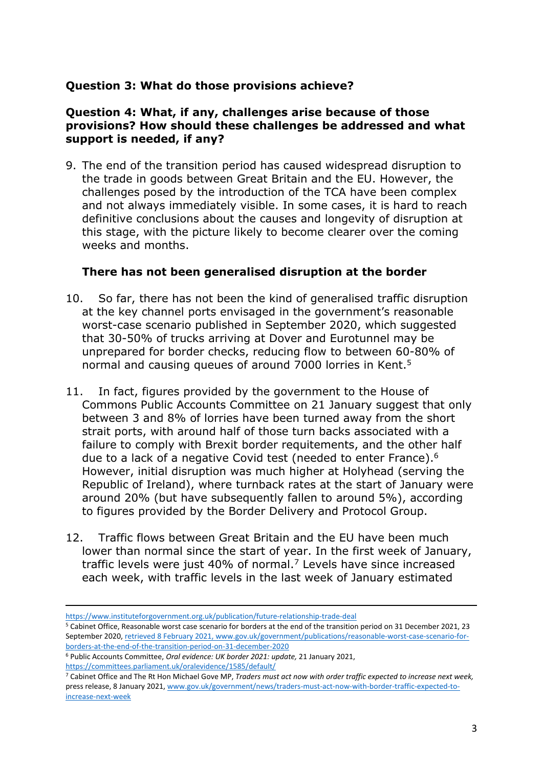**Question 3: What do those provisions achieve?**

**Question 4: What, if any, challenges arise because of those provisions? How should these challenges be addressed and what support is needed, if any?**

9. The end of the transition period has caused widespread disruption to the trade in goods between Great Britain and the EU. However, the challenges posed by the introduction of the TCA have been complex and not always immediately visible. In some cases, it is hard to reach definitive conclusions about the causes and longevity of disruption at this stage, with the picture likely to become clearer over the coming weeks and months.

**There has not been generalised disruption at the border**

10. So far, there has not been the kind of generalised traffic disruption at the key channel ports envisaged in the government's reasonable worst-case scenario published in September 2020, which suggested that 30-50% of trucks arriving at Dover and Eurotunnel may be unprepared for border checks, reducing flow to between 60-80% of normal and causing queues of around 7000 lorries in Kent.[5]

11. In fact, figures provided by the government to the House of Commons Public Accounts Committee on 21 January suggest that only between 3 and 8% of lorries have been turned away from the short strait ports, with around half of those turn backs associated with a failure to comply with Brexit border requitements, and the other half due to a lack of a negative Covid test (needed to enter France).[6] However, initial disruption was much higher at Holyhead (serving the Republic of Ireland), where turnback rates at the start of January were around 20% (but have subsequently fallen to around 5%), according to figures provided by the Border Delivery and Protocol Group.

12. Traffic flows between Great Britain and the EU have been much lower than normal since the start of year. In the first week of January, traffic levels were just 40% of normal.[7] Levels have since increased each week, with traffic levels in the last week of January estimated

---

https://www.instituteforgovernment.org.uk/publication/future-relationship-trade-deal

[5] Cabinet Office, Reasonable worst case scenario for borders at the end of the transition period on 31 December 2021, 23 September 2020, retrieved 8 February 2021, www.gov.uk/government/publications/reasonable-worst-case-scenario-for-borders-at-the-end-of-the-transition-period-on-31-december-2020

[6] Public Accounts Committee, *Oral evidence: UK border 2021: update,* 21 January 2021, https://committees.parliament.uk/oralevidence/1585/default/

[7] Cabinet Office and The Rt Hon Michael Gove MP, *Traders must act now with order traffic expected to increase next week,* press release, 8 January 2021, www.gov.uk/government/news/traders-must-act-now-with-border-traffic-expected-to-increase-next-week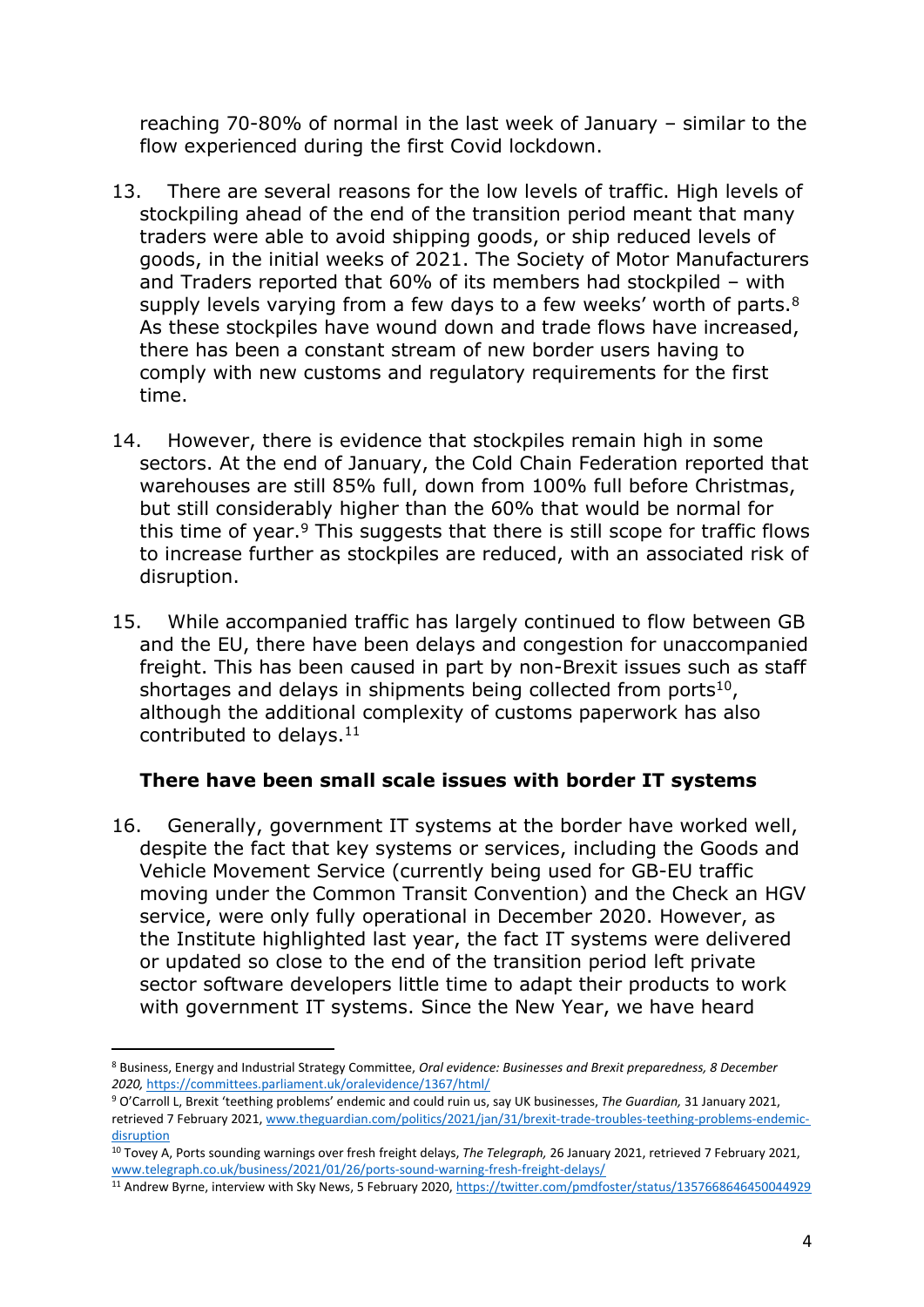reaching 70-80% of normal in the last week of January – similar to the flow experienced during the first Covid lockdown.

13. There are several reasons for the low levels of traffic. High levels of stockpiling ahead of the end of the transition period meant that many traders were able to avoid shipping goods, or ship reduced levels of goods, in the initial weeks of 2021. The Society of Motor Manufacturers and Traders reported that 60% of its members had stockpiled – with supply levels varying from a few days to a few weeks' worth of parts.[8] As these stockpiles have wound down and trade flows have increased, there has been a constant stream of new border users having to comply with new customs and regulatory requirements for the first time.

14. However, there is evidence that stockpiles remain high in some sectors. At the end of January, the Cold Chain Federation reported that warehouses are still 85% full, down from 100% full before Christmas, but still considerably higher than the 60% that would be normal for this time of year.[9] This suggests that there is still scope for traffic flows to increase further as stockpiles are reduced, with an associated risk of disruption.

15. While accompanied traffic has largely continued to flow between GB and the EU, there have been delays and congestion for unaccompanied freight. This has been caused in part by non-Brexit issues such as staff shortages and delays in shipments being collected from ports[10], although the additional complexity of customs paperwork has also contributed to delays.[11]

### There have been small scale issues with border IT systems

16. Generally, government IT systems at the border have worked well, despite the fact that key systems or services, including the Goods and Vehicle Movement Service (currently being used for GB-EU traffic moving under the Common Transit Convention) and the Check an HGV service, were only fully operational in December 2020. However, as the Institute highlighted last year, the fact IT systems were delivered or updated so close to the end of the transition period left private sector software developers little time to adapt their products to work with government IT systems. Since the New Year, we have heard

---

[8] Business, Energy and Industrial Strategy Committee, *Oral evidence: Businesses and Brexit preparedness, 8 December 2020,* https://committees.parliament.uk/oralevidence/1367/html/

[9] O'Carroll L, Brexit 'teething problems' endemic and could ruin us, say UK businesses, *The Guardian,* 31 January 2021, retrieved 7 February 2021, www.theguardian.com/politics/2021/jan/31/brexit-trade-troubles-teething-problems-endemic-disruption

[10] Tovey A, Ports sounding warnings over fresh freight delays, *The Telegraph,* 26 January 2021, retrieved 7 February 2021, www.telegraph.co.uk/business/2021/01/26/ports-sound-warning-fresh-freight-delays/

[11] Andrew Byrne, interview with Sky News, 5 February 2020, https://twitter.com/pmdfoster/status/1357668646450044929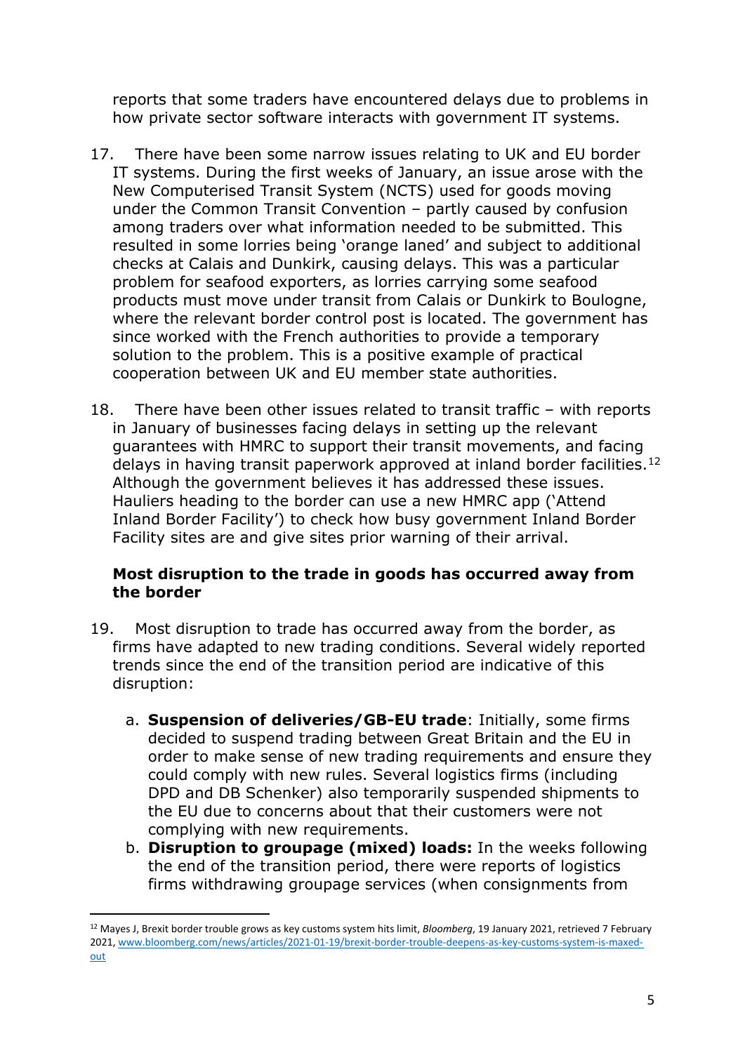reports that some traders have encountered delays due to problems in how private sector software interacts with government IT systems.

17. There have been some narrow issues relating to UK and EU border IT systems. During the first weeks of January, an issue arose with the New Computerised Transit System (NCTS) used for goods moving under the Common Transit Convention – partly caused by confusion among traders over what information needed to be submitted. This resulted in some lorries being 'orange laned' and subject to additional checks at Calais and Dunkirk, causing delays. This was a particular problem for seafood exporters, as lorries carrying some seafood products must move under transit from Calais or Dunkirk to Boulogne, where the relevant border control post is located. The government has since worked with the French authorities to provide a temporary solution to the problem. This is a positive example of practical cooperation between UK and EU member state authorities.

18. There have been other issues related to transit traffic – with reports in January of businesses facing delays in setting up the relevant guarantees with HMRC to support their transit movements, and facing delays in having transit paperwork approved at inland border facilities.[12] Although the government believes it has addressed these issues. Hauliers heading to the border can use a new HMRC app ('Attend Inland Border Facility') to check how busy government Inland Border Facility sites are and give sites prior warning of their arrival.

### Most disruption to the trade in goods has occurred away from the border

19. Most disruption to trade has occurred away from the border, as firms have adapted to new trading conditions. Several widely reported trends since the end of the transition period are indicative of this disruption:

    a. **Suspension of deliveries/GB-EU trade**: Initially, some firms decided to suspend trading between Great Britain and the EU in order to make sense of new trading requirements and ensure they could comply with new rules. Several logistics firms (including DPD and DB Schenker) also temporarily suspended shipments to the EU due to concerns about that their customers were not complying with new requirements.

    b. **Disruption to groupage (mixed) loads:** In the weeks following the end of the transition period, there were reports of logistics firms withdrawing groupage services (when consignments from

---

[12] Mayes J, Brexit border trouble grows as key customs system hits limit, *Bloomberg*, 19 January 2021, retrieved 7 February 2021, www.bloomberg.com/news/articles/2021-01-19/brexit-border-trouble-deepens-as-key-customs-system-is-maxed-out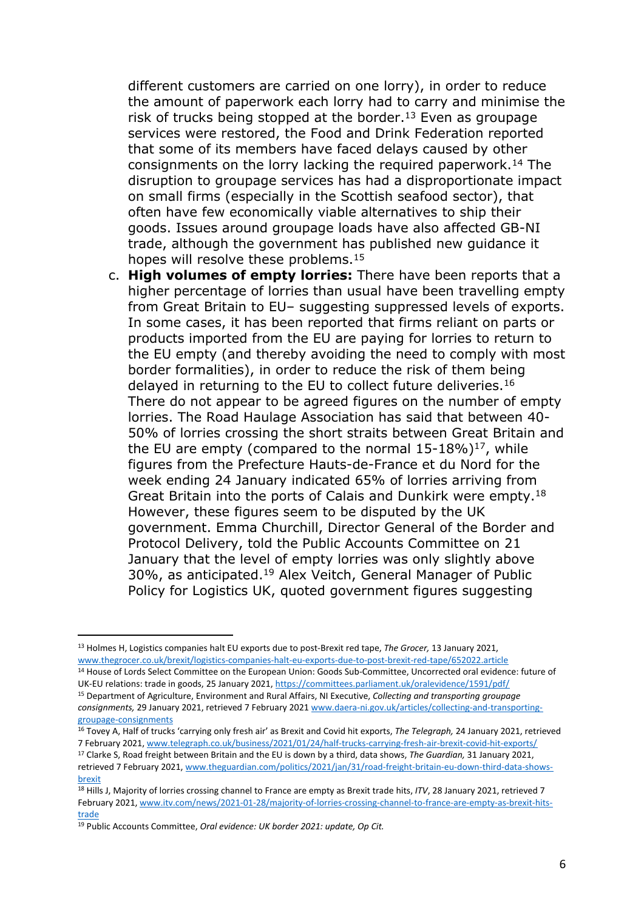different customers are carried on one lorry), in order to reduce the amount of paperwork each lorry had to carry and minimise the risk of trucks being stopped at the border.[13] Even as groupage services were restored, the Food and Drink Federation reported that some of its members have faced delays caused by other consignments on the lorry lacking the required paperwork.[14] The disruption to groupage services has had a disproportionate impact on small firms (especially in the Scottish seafood sector), that often have few economically viable alternatives to ship their goods. Issues around groupage loads have also affected GB-NI trade, although the government has published new guidance it hopes will resolve these problems.[15]

c. **High volumes of empty lorries:** There have been reports that a higher percentage of lorries than usual have been travelling empty from Great Britain to EU– suggesting suppressed levels of exports. In some cases, it has been reported that firms reliant on parts or products imported from the EU are paying for lorries to return to the EU empty (and thereby avoiding the need to comply with most border formalities), in order to reduce the risk of them being delayed in returning to the EU to collect future deliveries.[16] There do not appear to be agreed figures on the number of empty lorries. The Road Haulage Association has said that between 40-50% of lorries crossing the short straits between Great Britain and the EU are empty (compared to the normal 15-18%)[17], while figures from the Prefecture Hauts-de-France et du Nord for the week ending 24 January indicated 65% of lorries arriving from Great Britain into the ports of Calais and Dunkirk were empty.[18] However, these figures seem to be disputed by the UK government. Emma Churchill, Director General of the Border and Protocol Delivery, told the Public Accounts Committee on 21 January that the level of empty lorries was only slightly above 30%, as anticipated.[19] Alex Veitch, General Manager of Public Policy for Logistics UK, quoted government figures suggesting

---

[13] Holmes H, Logistics companies halt EU exports due to post-Brexit red tape, *The Grocer,* 13 January 2021, www.thegrocer.co.uk/brexit/logistics-companies-halt-eu-exports-due-to-post-brexit-red-tape/652022.article

[14] House of Lords Select Committee on the European Union: Goods Sub-Committee, Uncorrected oral evidence: future of UK-EU relations: trade in goods, 25 January 2021, https://committees.parliament.uk/oralevidence/1591/pdf/

[15] Department of Agriculture, Environment and Rural Affairs, NI Executive, *Collecting and transporting groupage consignments,* 29 January 2021, retrieved 7 February 2021 www.daera-ni.gov.uk/articles/collecting-and-transporting-groupage-consignments

[16] Tovey A, Half of trucks 'carrying only fresh air' as Brexit and Covid hit exports, *The Telegraph,* 24 January 2021, retrieved 7 February 2021, www.telegraph.co.uk/business/2021/01/24/half-trucks-carrying-fresh-air-brexit-covid-hit-exports/

[17] Clarke S, Road freight between Britain and the EU is down by a third, data shows, *The Guardian,* 31 January 2021, retrieved 7 February 2021, www.theguardian.com/politics/2021/jan/31/road-freight-britain-eu-down-third-data-shows-brexit

[18] Hills J, Majority of lorries crossing channel to France are empty as Brexit trade hits, *ITV*, 28 January 2021, retrieved 7 February 2021, www.itv.com/news/2021-01-28/majority-of-lorries-crossing-channel-to-france-are-empty-as-brexit-hits-trade

[19] Public Accounts Committee, *Oral evidence: UK border 2021: update, Op Cit.*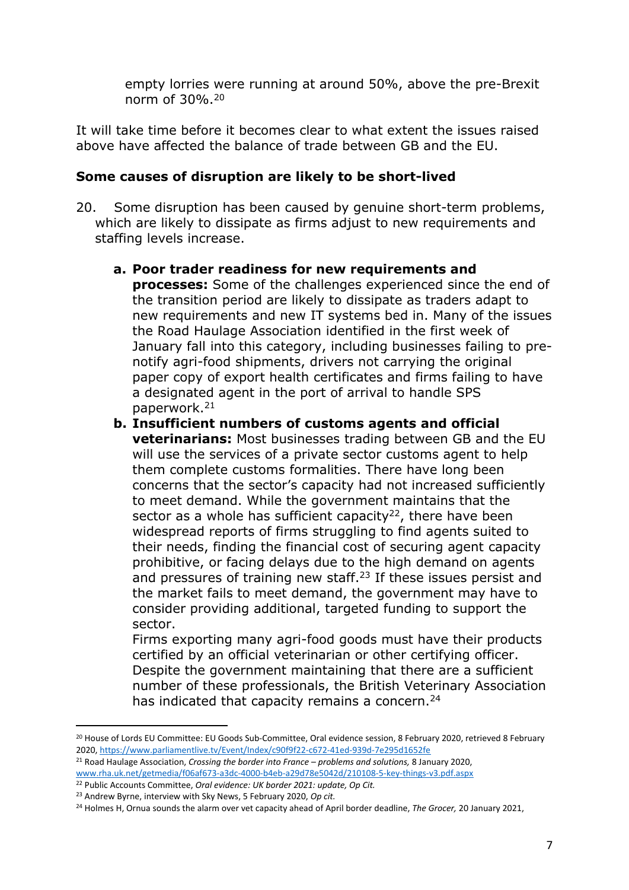empty lorries were running at around 50%, above the pre-Brexit norm of 30%.[20]

It will take time before it becomes clear to what extent the issues raised above have affected the balance of trade between GB and the EU.

**Some causes of disruption are likely to be short-lived**

20. Some disruption has been caused by genuine short-term problems, which are likely to dissipate as firms adjust to new requirements and staffing levels increase.

    a. **Poor trader readiness for new requirements and processes:** Some of the challenges experienced since the end of the transition period are likely to dissipate as traders adapt to new requirements and new IT systems bed in. Many of the issues the Road Haulage Association identified in the first week of January fall into this category, including businesses failing to pre-notify agri-food shipments, drivers not carrying the original paper copy of export health certificates and firms failing to have a designated agent in the port of arrival to handle SPS paperwork.[21]

    b. **Insufficient numbers of customs agents and official veterinarians:** Most businesses trading between GB and the EU will use the services of a private sector customs agent to help them complete customs formalities. There have long been concerns that the sector's capacity had not increased sufficiently to meet demand. While the government maintains that the sector as a whole has sufficient capacity[22], there have been widespread reports of firms struggling to find agents suited to their needs, finding the financial cost of securing agent capacity prohibitive, or facing delays due to the high demand on agents and pressures of training new staff.[23] If these issues persist and the market fails to meet demand, the government may have to consider providing additional, targeted funding to support the sector.

       Firms exporting many agri-food goods must have their products certified by an official veterinarian or other certifying officer. Despite the government maintaining that there are a sufficient number of these professionals, the British Veterinary Association has indicated that capacity remains a concern.[24]

---

[20] House of Lords EU Committee: EU Goods Sub-Committee, Oral evidence session, 8 February 2020, retrieved 8 February 2020, https://www.parliamentlive.tv/Event/Index/c90f9f22-c672-41ed-939d-7e295d1652fe

[21] Road Haulage Association, *Crossing the border into France – problems and solutions,* 8 January 2020, www.rha.uk.net/getmedia/f06af673-a3dc-4000-b4eb-a29d78e5042d/210108-5-key-things-v3.pdf.aspx

[22] Public Accounts Committee, *Oral evidence: UK border 2021: update, Op Cit.*

[23] Andrew Byrne, interview with Sky News, 5 February 2020, *Op cit.*

[24] Holmes H, Ornua sounds the alarm over vet capacity ahead of April border deadline, *The Grocer,* 20 January 2021,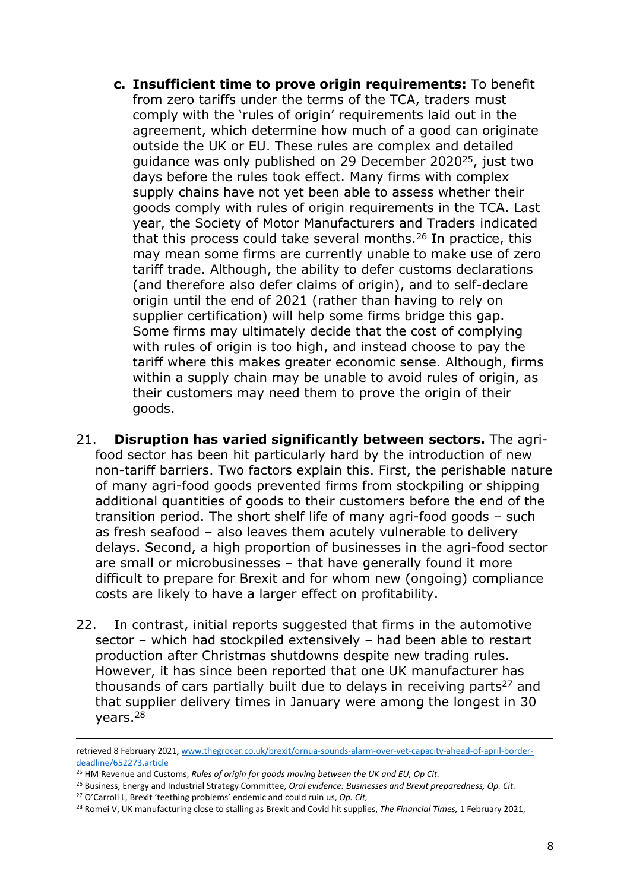c. **Insufficient time to prove origin requirements:** To benefit from zero tariffs under the terms of the TCA, traders must comply with the 'rules of origin' requirements laid out in the agreement, which determine how much of a good can originate outside the UK or EU. These rules are complex and detailed guidance was only published on 29 December 2020[25], just two days before the rules took effect. Many firms with complex supply chains have not yet been able to assess whether their goods comply with rules of origin requirements in the TCA. Last year, the Society of Motor Manufacturers and Traders indicated that this process could take several months.[26] In practice, this may mean some firms are currently unable to make use of zero tariff trade. Although, the ability to defer customs declarations (and therefore also defer claims of origin), and to self-declare origin until the end of 2021 (rather than having to rely on supplier certification) will help some firms bridge this gap. Some firms may ultimately decide that the cost of complying with rules of origin is too high, and instead choose to pay the tariff where this makes greater economic sense. Although, firms within a supply chain may be unable to avoid rules of origin, as their customers may need them to prove the origin of their goods.

21. **Disruption has varied significantly between sectors.** The agri-food sector has been hit particularly hard by the introduction of new non-tariff barriers. Two factors explain this. First, the perishable nature of many agri-food goods prevented firms from stockpiling or shipping additional quantities of goods to their customers before the end of the transition period. The short shelf life of many agri-food goods – such as fresh seafood – also leaves them acutely vulnerable to delivery delays. Second, a high proportion of businesses in the agri-food sector are small or microbusinesses – that have generally found it more difficult to prepare for Brexit and for whom new (ongoing) compliance costs are likely to have a larger effect on profitability.

22. In contrast, initial reports suggested that firms in the automotive sector – which had stockpiled extensively – had been able to restart production after Christmas shutdowns despite new trading rules. However, it has since been reported that one UK manufacturer has thousands of cars partially built due to delays in receiving parts[27] and that supplier delivery times in January were among the longest in 30 years.[28]

---

retrieved 8 February 2021, www.thegrocer.co.uk/brexit/ornua-sounds-alarm-over-vet-capacity-ahead-of-april-border-deadline/652273.article

[25] HM Revenue and Customs, *Rules of origin for goods moving between the UK and EU, Op Cit.*

[26] Business, Energy and Industrial Strategy Committee, *Oral evidence: Businesses and Brexit preparedness, Op. Cit.*

[27] O'Carroll L, Brexit 'teething problems' endemic and could ruin us, *Op. Cit,*

[28] Romei V, UK manufacturing close to stalling as Brexit and Covid hit supplies, *The Financial Times,* 1 February 2021,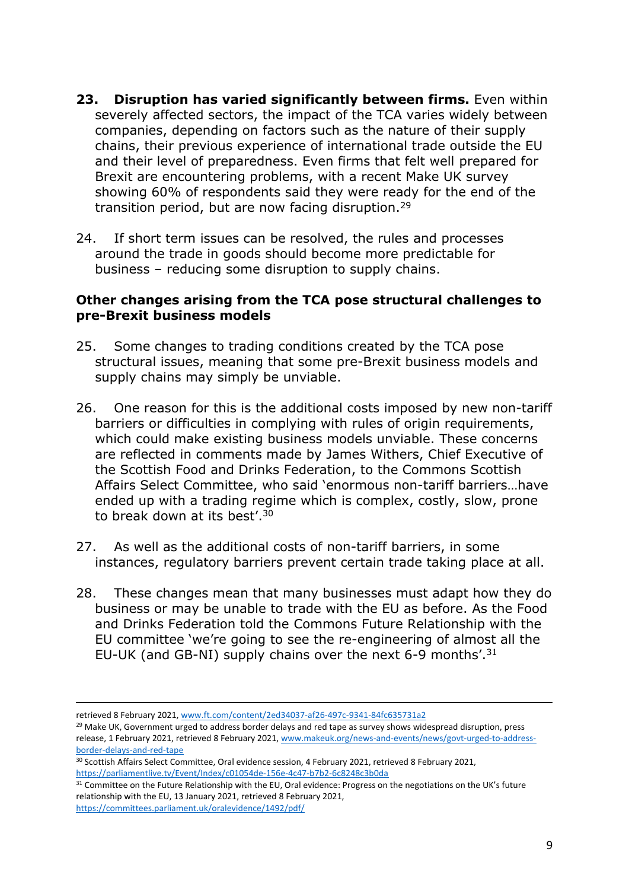23. **Disruption has varied significantly between firms.** Even within severely affected sectors, the impact of the TCA varies widely between companies, depending on factors such as the nature of their supply chains, their previous experience of international trade outside the EU and their level of preparedness. Even firms that felt well prepared for Brexit are encountering problems, with a recent Make UK survey showing 60% of respondents said they were ready for the end of the transition period, but are now facing disruption.[29]

24. If short term issues can be resolved, the rules and processes around the trade in goods should become more predictable for business – reducing some disruption to supply chains.

**Other changes arising from the TCA pose structural challenges to pre-Brexit business models**

25. Some changes to trading conditions created by the TCA pose structural issues, meaning that some pre-Brexit business models and supply chains may simply be unviable.

26. One reason for this is the additional costs imposed by new non-tariff barriers or difficulties in complying with rules of origin requirements, which could make existing business models unviable. These concerns are reflected in comments made by James Withers, Chief Executive of the Scottish Food and Drinks Federation, to the Commons Scottish Affairs Select Committee, who said 'enormous non-tariff barriers…have ended up with a trading regime which is complex, costly, slow, prone to break down at its best'.[30]

27. As well as the additional costs of non-tariff barriers, in some instances, regulatory barriers prevent certain trade taking place at all.

28. These changes mean that many businesses must adapt how they do business or may be unable to trade with the EU as before. As the Food and Drinks Federation told the Commons Future Relationship with the EU committee 'we're going to see the re-engineering of almost all the EU-UK (and GB-NI) supply chains over the next 6-9 months'.[31]

---

retrieved 8 February 2021, www.ft.com/content/2ed34037-af26-497c-9341-84fc635731a2

[29] Make UK, Government urged to address border delays and red tape as survey shows widespread disruption, press release, 1 February 2021, retrieved 8 February 2021, www.makeuk.org/news-and-events/news/govt-urged-to-address-border-delays-and-red-tape

[30] Scottish Affairs Select Committee, Oral evidence session, 4 February 2021, retrieved 8 February 2021, https://parliamentlive.tv/Event/Index/c01054de-156e-4c47-b7b2-6c8248c3b0da

[31] Committee on the Future Relationship with the EU, Oral evidence: Progress on the negotiations on the UK's future relationship with the EU, 13 January 2021, retrieved 8 February 2021, https://committees.parliament.uk/oralevidence/1492/pdf/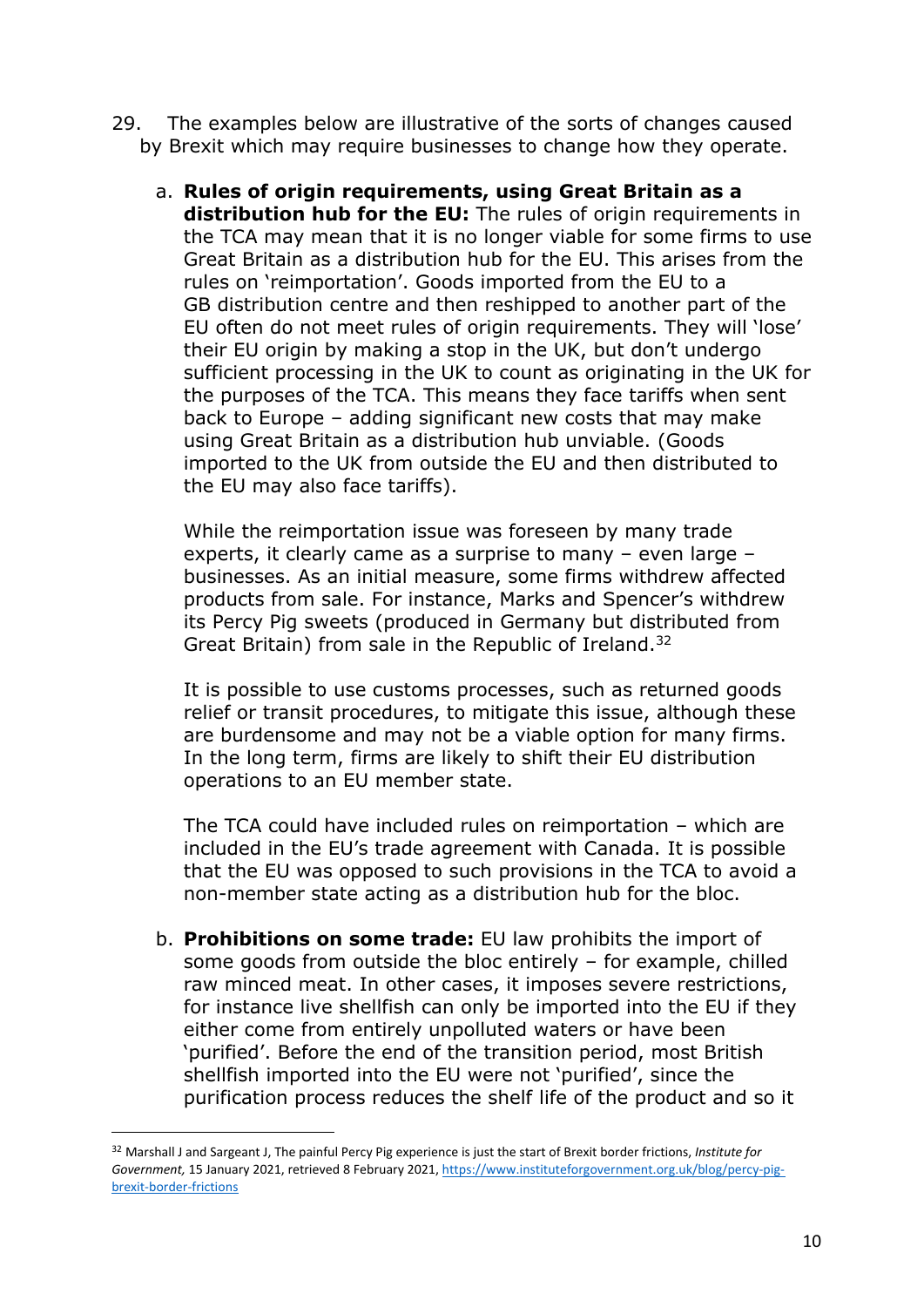29. The examples below are illustrative of the sorts of changes caused by Brexit which may require businesses to change how they operate.

    a. **Rules of origin requirements, using Great Britain as a distribution hub for the EU:** The rules of origin requirements in the TCA may mean that it is no longer viable for some firms to use Great Britain as a distribution hub for the EU. This arises from the rules on 'reimportation'. Goods imported from the EU to a GB distribution centre and then reshipped to another part of the EU often do not meet rules of origin requirements. They will 'lose' their EU origin by making a stop in the UK, but don't undergo sufficient processing in the UK to count as originating in the UK for the purposes of the TCA. This means they face tariffs when sent back to Europe – adding significant new costs that may make using Great Britain as a distribution hub unviable. (Goods imported to the UK from outside the EU and then distributed to the EU may also face tariffs).

       While the reimportation issue was foreseen by many trade experts, it clearly came as a surprise to many – even large – businesses. As an initial measure, some firms withdrew affected products from sale. For instance, Marks and Spencer's withdrew its Percy Pig sweets (produced in Germany but distributed from Great Britain) from sale in the Republic of Ireland.[32]

       It is possible to use customs processes, such as returned goods relief or transit procedures, to mitigate this issue, although these are burdensome and may not be a viable option for many firms. In the long term, firms are likely to shift their EU distribution operations to an EU member state.

       The TCA could have included rules on reimportation – which are included in the EU's trade agreement with Canada. It is possible that the EU was opposed to such provisions in the TCA to avoid a non-member state acting as a distribution hub for the bloc.

    b. **Prohibitions on some trade:** EU law prohibits the import of some goods from outside the bloc entirely – for example, chilled raw minced meat. In other cases, it imposes severe restrictions, for instance live shellfish can only be imported into the EU if they either come from entirely unpolluted waters or have been 'purified'. Before the end of the transition period, most British shellfish imported into the EU were not 'purified', since the purification process reduces the shelf life of the product and so it

---

[32] Marshall J and Sargeant J, The painful Percy Pig experience is just the start of Brexit border frictions, *Institute for Government,* 15 January 2021, retrieved 8 February 2021, https://www.instituteforgovernment.org.uk/blog/percy-pig-brexit-border-frictions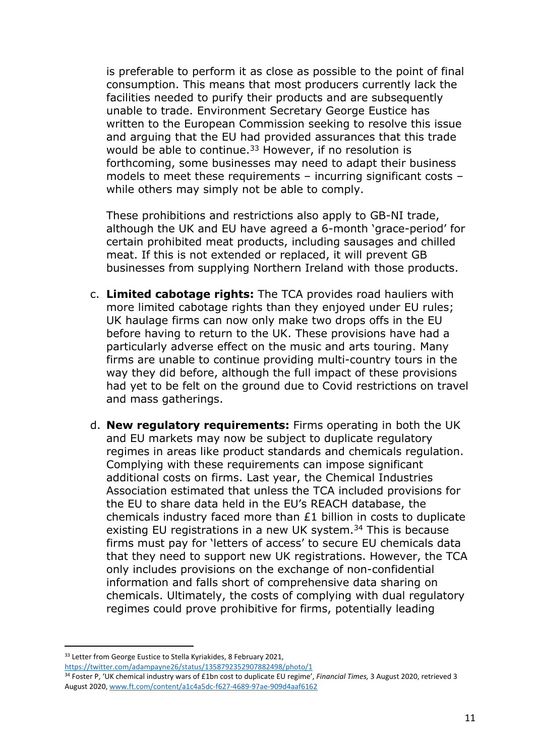is preferable to perform it as close as possible to the point of final consumption. This means that most producers currently lack the facilities needed to purify their products and are subsequently unable to trade. Environment Secretary George Eustice has written to the European Commission seeking to resolve this issue and arguing that the EU had provided assurances that this trade would be able to continue.[33] However, if no resolution is forthcoming, some businesses may need to adapt their business models to meet these requirements – incurring significant costs – while others may simply not be able to comply.

These prohibitions and restrictions also apply to GB-NI trade, although the UK and EU have agreed a 6-month 'grace-period' for certain prohibited meat products, including sausages and chilled meat. If this is not extended or replaced, it will prevent GB businesses from supplying Northern Ireland with those products.

c. **Limited cabotage rights:** The TCA provides road hauliers with more limited cabotage rights than they enjoyed under EU rules; UK haulage firms can now only make two drops offs in the EU before having to return to the UK. These provisions have had a particularly adverse effect on the music and arts touring. Many firms are unable to continue providing multi-country tours in the way they did before, although the full impact of these provisions had yet to be felt on the ground due to Covid restrictions on travel and mass gatherings.

d. **New regulatory requirements:** Firms operating in both the UK and EU markets may now be subject to duplicate regulatory regimes in areas like product standards and chemicals regulation. Complying with these requirements can impose significant additional costs on firms. Last year, the Chemical Industries Association estimated that unless the TCA included provisions for the EU to share data held in the EU's REACH database, the chemicals industry faced more than £1 billion in costs to duplicate existing EU registrations in a new UK system.[34] This is because firms must pay for 'letters of access' to secure EU chemicals data that they need to support new UK registrations. However, the TCA only includes provisions on the exchange of non-confidential information and falls short of comprehensive data sharing on chemicals. Ultimately, the costs of complying with dual regulatory regimes could prove prohibitive for firms, potentially leading

---

[33] Letter from George Eustice to Stella Kyriakides, 8 February 2021, https://twitter.com/adampayne26/status/1358792352907882498/photo/1

[34] Foster P, 'UK chemical industry wars of £1bn cost to duplicate EU regime', *Financial Times,* 3 August 2020, retrieved 3 August 2020, www.ft.com/content/a1c4a5dc-f627-4689-97ae-909d4aaf6162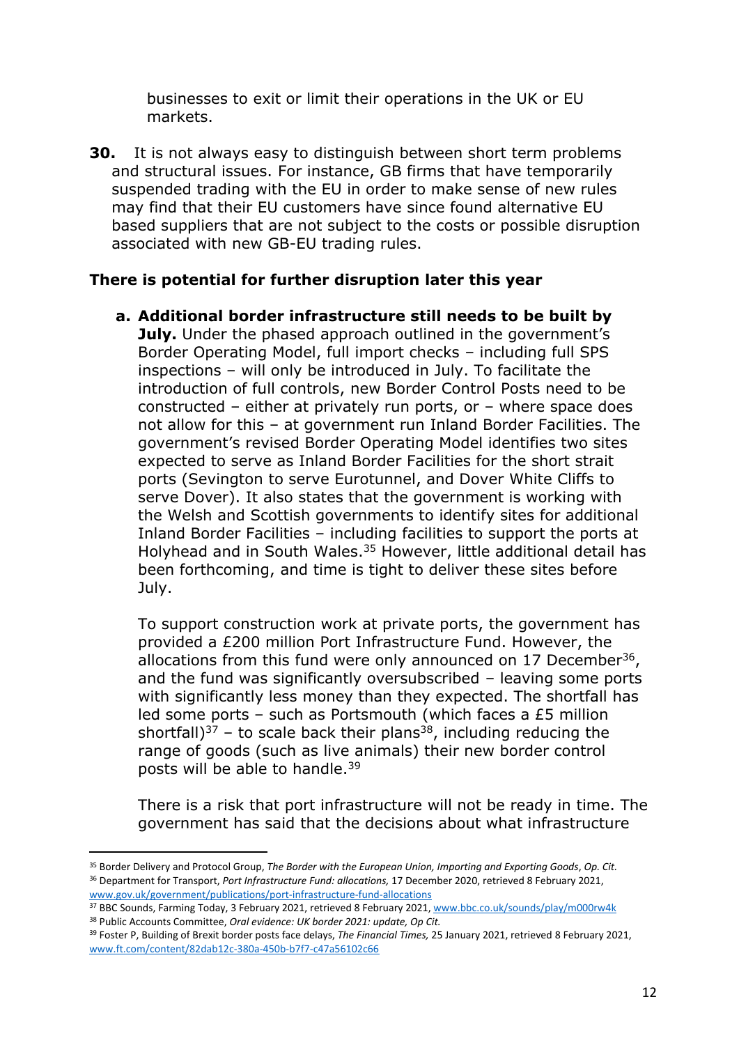businesses to exit or limit their operations in the UK or EU markets.

**30.** It is not always easy to distinguish between short term problems and structural issues. For instance, GB firms that have temporarily suspended trading with the EU in order to make sense of new rules may find that their EU customers have since found alternative EU based suppliers that are not subject to the costs or possible disruption associated with new GB-EU trading rules.

**There is potential for further disruption later this year**

a. **Additional border infrastructure still needs to be built by July.** Under the phased approach outlined in the government's Border Operating Model, full import checks – including full SPS inspections – will only be introduced in July. To facilitate the introduction of full controls, new Border Control Posts need to be constructed – either at privately run ports, or – where space does not allow for this – at government run Inland Border Facilities. The government's revised Border Operating Model identifies two sites expected to serve as Inland Border Facilities for the short strait ports (Sevington to serve Eurotunnel, and Dover White Cliffs to serve Dover). It also states that the government is working with the Welsh and Scottish governments to identify sites for additional Inland Border Facilities – including facilities to support the ports at Holyhead and in South Wales.[35] However, little additional detail has been forthcoming, and time is tight to deliver these sites before July.

   To support construction work at private ports, the government has provided a £200 million Port Infrastructure Fund. However, the allocations from this fund were only announced on 17 December[36], and the fund was significantly oversubscribed – leaving some ports with significantly less money than they expected. The shortfall has led some ports – such as Portsmouth (which faces a £5 million shortfall)[37] – to scale back their plans[38], including reducing the range of goods (such as live animals) their new border control posts will be able to handle.[39]

   There is a risk that port infrastructure will not be ready in time. The government has said that the decisions about what infrastructure

---

[35] Border Delivery and Protocol Group, *The Border with the European Union, Importing and Exporting Goods*, *Op. Cit.*

[36] Department for Transport, *Port Infrastructure Fund: allocations,* 17 December 2020, retrieved 8 February 2021, www.gov.uk/government/publications/port-infrastructure-fund-allocations

[37] BBC Sounds, Farming Today, 3 February 2021, retrieved 8 February 2021, www.bbc.co.uk/sounds/play/m000rw4k

[38] Public Accounts Committee, *Oral evidence: UK border 2021: update, Op Cit.*

[39] Foster P, Building of Brexit border posts face delays, *The Financial Times,* 25 January 2021, retrieved 8 February 2021, www.ft.com/content/82dab12c-380a-450b-b7f7-c47a56102c66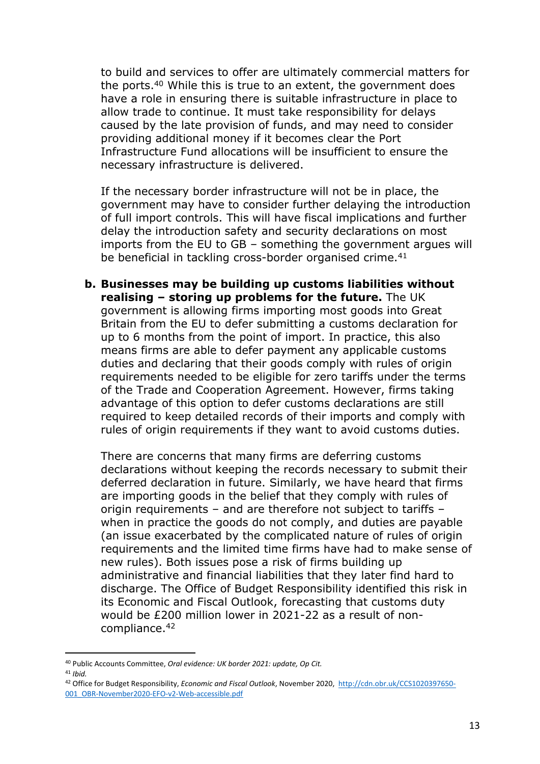to build and services to offer are ultimately commercial matters for the ports.[40] While this is true to an extent, the government does have a role in ensuring there is suitable infrastructure in place to allow trade to continue. It must take responsibility for delays caused by the late provision of funds, and may need to consider providing additional money if it becomes clear the Port Infrastructure Fund allocations will be insufficient to ensure the necessary infrastructure is delivered.

If the necessary border infrastructure will not be in place, the government may have to consider further delaying the introduction of full import controls. This will have fiscal implications and further delay the introduction safety and security declarations on most imports from the EU to GB – something the government argues will be beneficial in tackling cross-border organised crime.[41]

**b. Businesses may be building up customs liabilities without realising – storing up problems for the future.** The UK government is allowing firms importing most goods into Great Britain from the EU to defer submitting a customs declaration for up to 6 months from the point of import. In practice, this also means firms are able to defer payment any applicable customs duties and declaring that their goods comply with rules of origin requirements needed to be eligible for zero tariffs under the terms of the Trade and Cooperation Agreement. However, firms taking advantage of this option to defer customs declarations are still required to keep detailed records of their imports and comply with rules of origin requirements if they want to avoid customs duties.

There are concerns that many firms are deferring customs declarations without keeping the records necessary to submit their deferred declaration in future. Similarly, we have heard that firms are importing goods in the belief that they comply with rules of origin requirements – and are therefore not subject to tariffs – when in practice the goods do not comply, and duties are payable (an issue exacerbated by the complicated nature of rules of origin requirements and the limited time firms have had to make sense of new rules). Both issues pose a risk of firms building up administrative and financial liabilities that they later find hard to discharge. The Office of Budget Responsibility identified this risk in its Economic and Fiscal Outlook, forecasting that customs duty would be £200 million lower in 2021-22 as a result of non-compliance.[42]

---

[40] Public Accounts Committee, *Oral evidence: UK border 2021: update, Op Cit.*

[41] *Ibid.*

[42] Office for Budget Responsibility, *Economic and Fiscal Outlook*, November 2020, http://cdn.obr.uk/CCS1020397650-001_OBR-November2020-EFO-v2-Web-accessible.pdf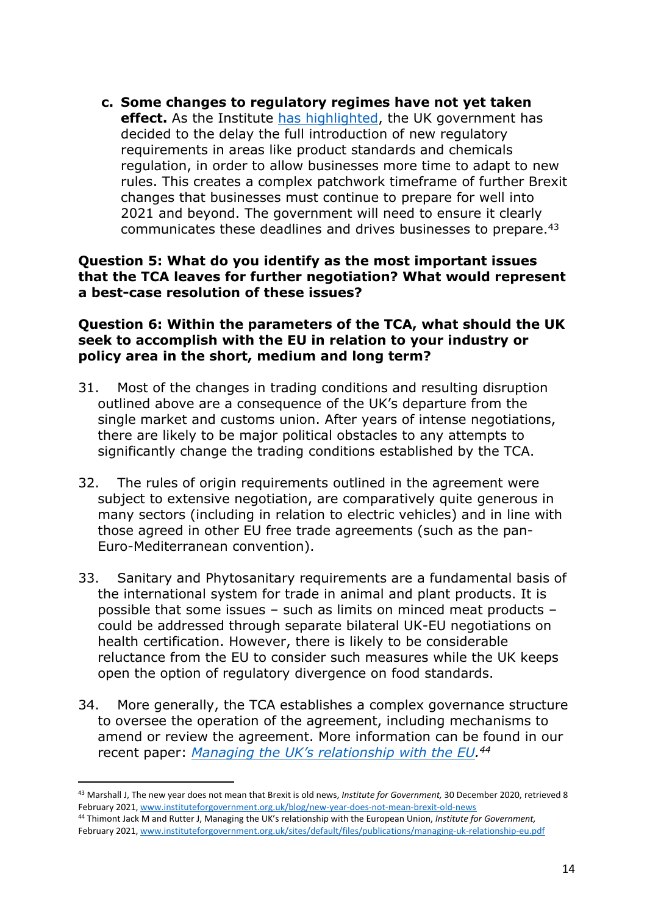c. **Some changes to regulatory regimes have not yet taken effect.** As the Institute [has highlighted](www.instituteforgovernment.org.uk/blog/new-year-does-not-mean-brexit-old-news), the UK government has decided to the delay the full introduction of new regulatory requirements in areas like product standards and chemicals regulation, in order to allow businesses more time to adapt to new rules. This creates a complex patchwork timeframe of further Brexit changes that businesses must continue to prepare for well into 2021 and beyond. The government will need to ensure it clearly communicates these deadlines and drives businesses to prepare.[43]

**Question 5: What do you identify as the most important issues that the TCA leaves for further negotiation? What would represent a best-case resolution of these issues?**

**Question 6: Within the parameters of the TCA, what should the UK seek to accomplish with the EU in relation to your industry or policy area in the short, medium and long term?**

31. Most of the changes in trading conditions and resulting disruption outlined above are a consequence of the UK's departure from the single market and customs union. After years of intense negotiations, there are likely to be major political obstacles to any attempts to significantly change the trading conditions established by the TCA.

32. The rules of origin requirements outlined in the agreement were subject to extensive negotiation, are comparatively quite generous in many sectors (including in relation to electric vehicles) and in line with those agreed in other EU free trade agreements (such as the pan-Euro-Mediterranean convention).

33. Sanitary and Phytosanitary requirements are a fundamental basis of the international system for trade in animal and plant products. It is possible that some issues – such as limits on minced meat products – could be addressed through separate bilateral UK-EU negotiations on health certification. However, there is likely to be considerable reluctance from the EU to consider such measures while the UK keeps open the option of regulatory divergence on food standards.

34. More generally, the TCA establishes a complex governance structure to oversee the operation of the agreement, including mechanisms to amend or review the agreement. More information can be found in our recent paper: [*Managing the UK's relationship with the EU*](www.instituteforgovernment.org.uk/sites/default/files/publications/managing-uk-relationship-eu.pdf).[44]

---

[43] Marshall J, The new year does not mean that Brexit is old news, *Institute for Government,* 30 December 2020, retrieved 8 February 2021, www.instituteforgovernment.org.uk/blog/new-year-does-not-mean-brexit-old-news

[44] Thimont Jack M and Rutter J, Managing the UK's relationship with the European Union, *Institute for Government,* February 2021, www.instituteforgovernment.org.uk/sites/default/files/publications/managing-uk-relationship-eu.pdf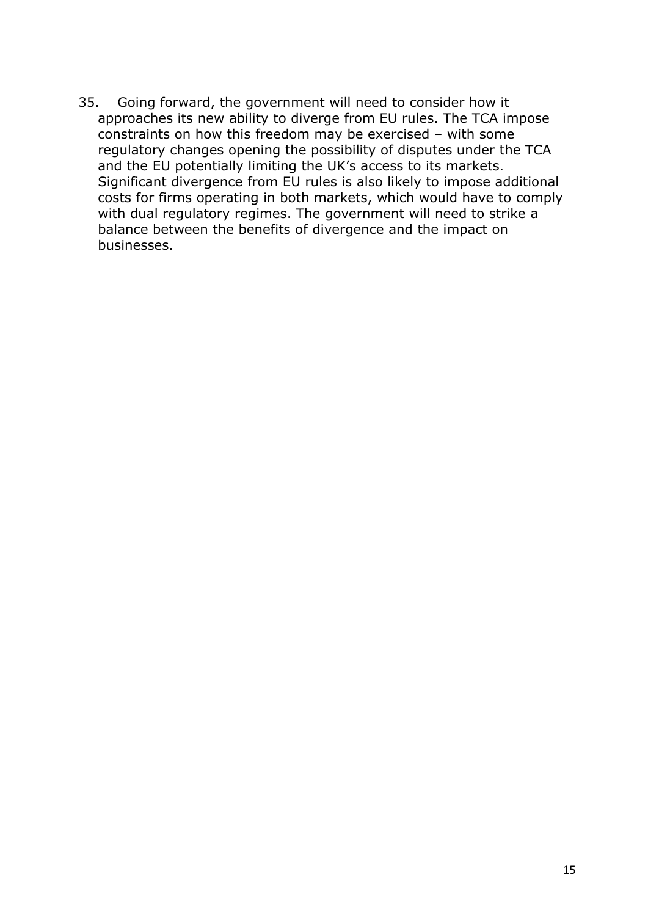35. Going forward, the government will need to consider how it approaches its new ability to diverge from EU rules. The TCA impose constraints on how this freedom may be exercised – with some regulatory changes opening the possibility of disputes under the TCA and the EU potentially limiting the UK's access to its markets. Significant divergence from EU rules is also likely to impose additional costs for firms operating in both markets, which would have to comply with dual regulatory regimes. The government will need to strike a balance between the benefits of divergence and the impact on businesses.